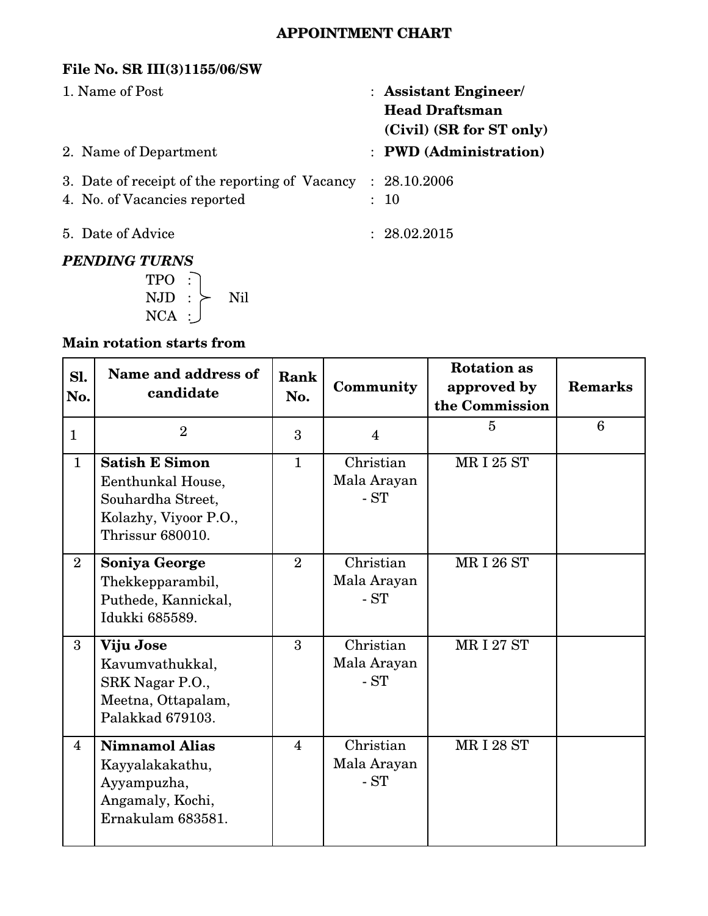# APPOINTMENT CHART

**File No. SR III(3)1155/06/SW**

1. Name of Post : **Assistant Engineer/ Head Draftsman (Civil) (SR for ST only)**
2. Name of Department : **PWD (Administration)**
3. Date of receipt of the reporting of Vacancy : 28.10.2006
4. No. of Vacancies reported : 10
5. Date of Advice : 28.02.2015

***PENDING TURNS***

TPO :
NJD : Nil
NCA :

**Main rotation starts from**

| Sl. No. | Name and address of candidate | Rank No. | Community | Rotation as approved by the Commission | Remarks |
|---|---|---|---|---|---|
| 1 | 2 | 3 | 4 | 5 | 6 |
| 1 | **Satish E Simon** Eenthunkal House, Souhardha Street, Kolazhy, Viyoor P.O., Thrissur 680010. | 1 | Christian Mala Arayan - ST | MR I 25 ST | |
| 2 | **Soniya George** Thekkepparambil, Puthede, Kannickal, Idukki 685589. | 2 | Christian Mala Arayan - ST | MR I 26 ST | |
| 3 | **Viju Jose** Kavumvathukkal, SRK Nagar P.O., Meetna, Ottapalam, Palakkad 679103. | 3 | Christian Mala Arayan - ST | MR I 27 ST | |
| 4 | **Nimnamol Alias** Kayyalakakathu, Ayyampuzha, Angamaly, Kochi, Ernakulam 683581. | 4 | Christian Mala Arayan - ST | MR I 28 ST | |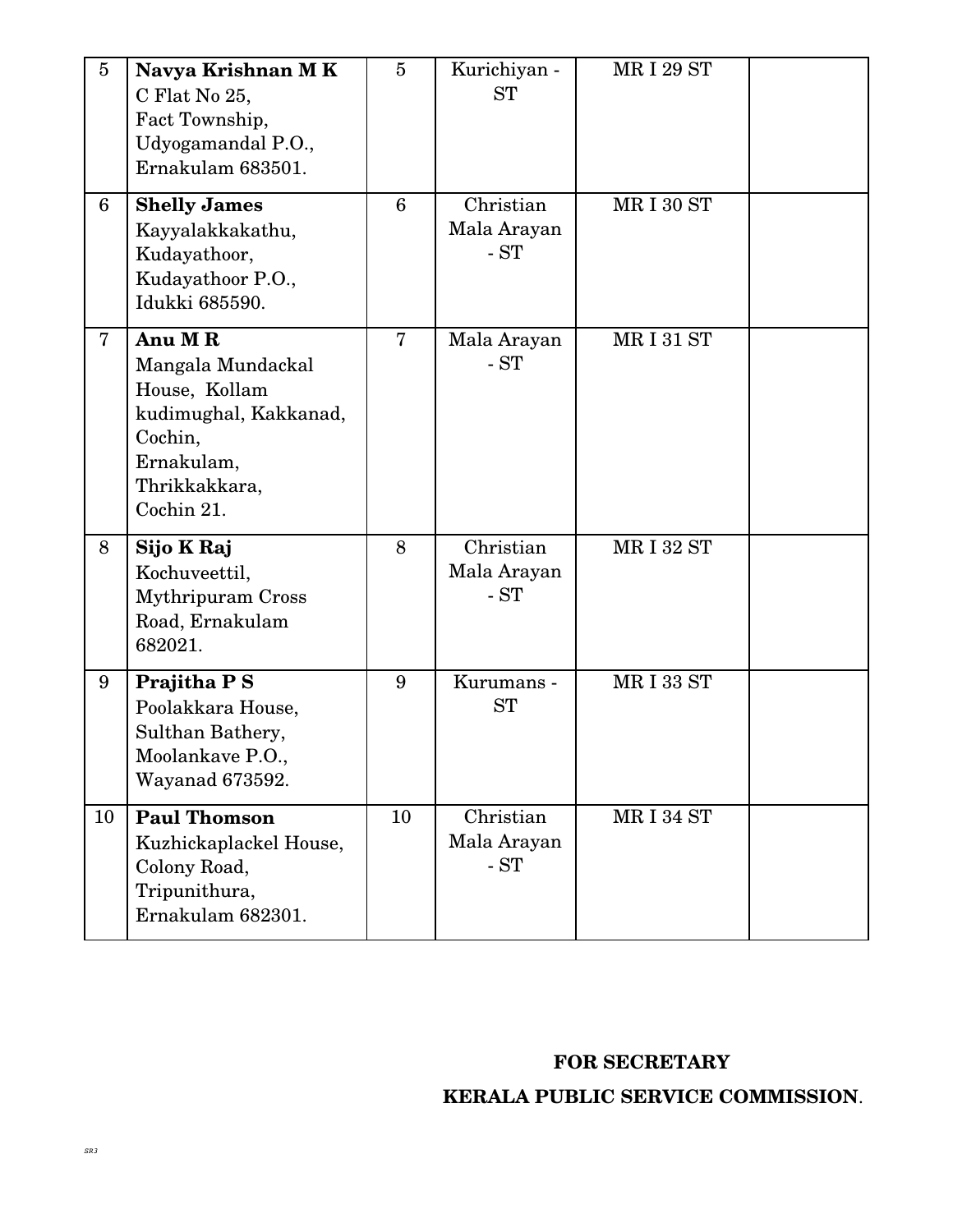| | | | | | |
|---|---|---|---|---|---|
| 5 | **Navya Krishnan M K**<br>C Flat No 25,<br>Fact Township,<br>Udyogamandal P.O.,<br>Ernakulam 683501. | 5 | Kurichiyan - ST | MR I 29 ST | |
| 6 | **Shelly James**<br>Kayyalakkakathu,<br>Kudayathoor,<br>Kudayathoor P.O.,<br>Idukki 685590. | 6 | Christian Mala Arayan - ST | MR I 30 ST | |
| 7 | **Anu M R**<br>Mangala Mundackal House, Kollam kudimughal, Kakkanad,<br>Cochin,<br>Ernakulam,<br>Thrikkakkara,<br>Cochin 21. | 7 | Mala Arayan - ST | MR I 31 ST | |
| 8 | **Sijo K Raj**<br>Kochuveettil,<br>Mythripuram Cross Road, Ernakulam 682021. | 8 | Christian Mala Arayan - ST | MR I 32 ST | |
| 9 | **Prajitha P S**<br>Poolakkara House,<br>Sulthan Bathery,<br>Moolankave P.O.,<br>Wayanad 673592. | 9 | Kurumans - ST | MR I 33 ST | |
| 10 | **Paul Thomson**<br>Kuzhickaplackel House,<br>Colony Road,<br>Tripunithura,<br>Ernakulam 682301. | 10 | Christian Mala Arayan - ST | MR I 34 ST | |

**FOR SECRETARY**

**KERALA PUBLIC SERVICE COMMISSION**.

SR3